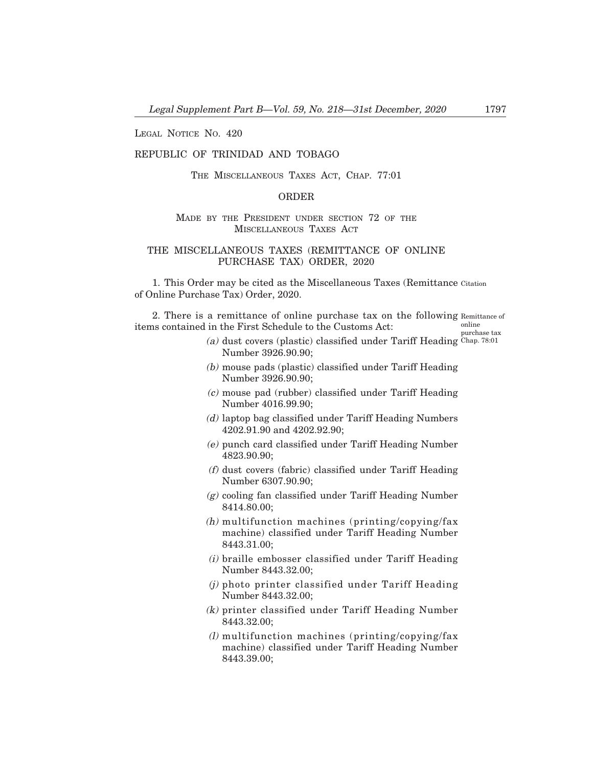LEGAL NOTICE NO. 420

REPUBLIC OF TRINIDAD AND TOBAGO

THE MISCELLANEOUS TAXES ACT, CHAP. 77:01

ORDER

MADE BY THE PRESIDENT UNDER SECTION 72 OF THE MISCELLANEOUS TAXES ACT

# THE MISCELLANEOUS TAXES (REMITTANCE OF ONLINE PURCHASE TAX) ORDER, 2020

Citation

1. This Order may be cited as the Miscellaneous Taxes (Remittance of Online Purchase Tax) Order, 2020.

Remittance of online purchase tax
Chap. 78:01

2. There is a remittance of online purchase tax on the following items contained in the First Schedule to the Customs Act:

*(a)* dust covers (plastic) classified under Tariff Heading Number 3926.90.90;

*(b)* mouse pads (plastic) classified under Tariff Heading Number 3926.90.90;

*(c)* mouse pad (rubber) classified under Tariff Heading Number 4016.99.90;

*(d)* laptop bag classified under Tariff Heading Numbers 4202.91.90 and 4202.92.90;

*(e)* punch card classified under Tariff Heading Number 4823.90.90;

*(f)* dust covers (fabric) classified under Tariff Heading Number 6307.90.90;

*(g)* cooling fan classified under Tariff Heading Number 8414.80.00;

*(h)* multifunction machines (printing/copying/fax machine) classified under Tariff Heading Number 8443.31.00;

*(i)* braille embosser classified under Tariff Heading Number 8443.32.00;

*(j)* photo printer classified under Tariff Heading Number 8443.32.00;

*(k)* printer classified under Tariff Heading Number 8443.32.00;

*(l)* multifunction machines (printing/copying/fax machine) classified under Tariff Heading Number 8443.39.00;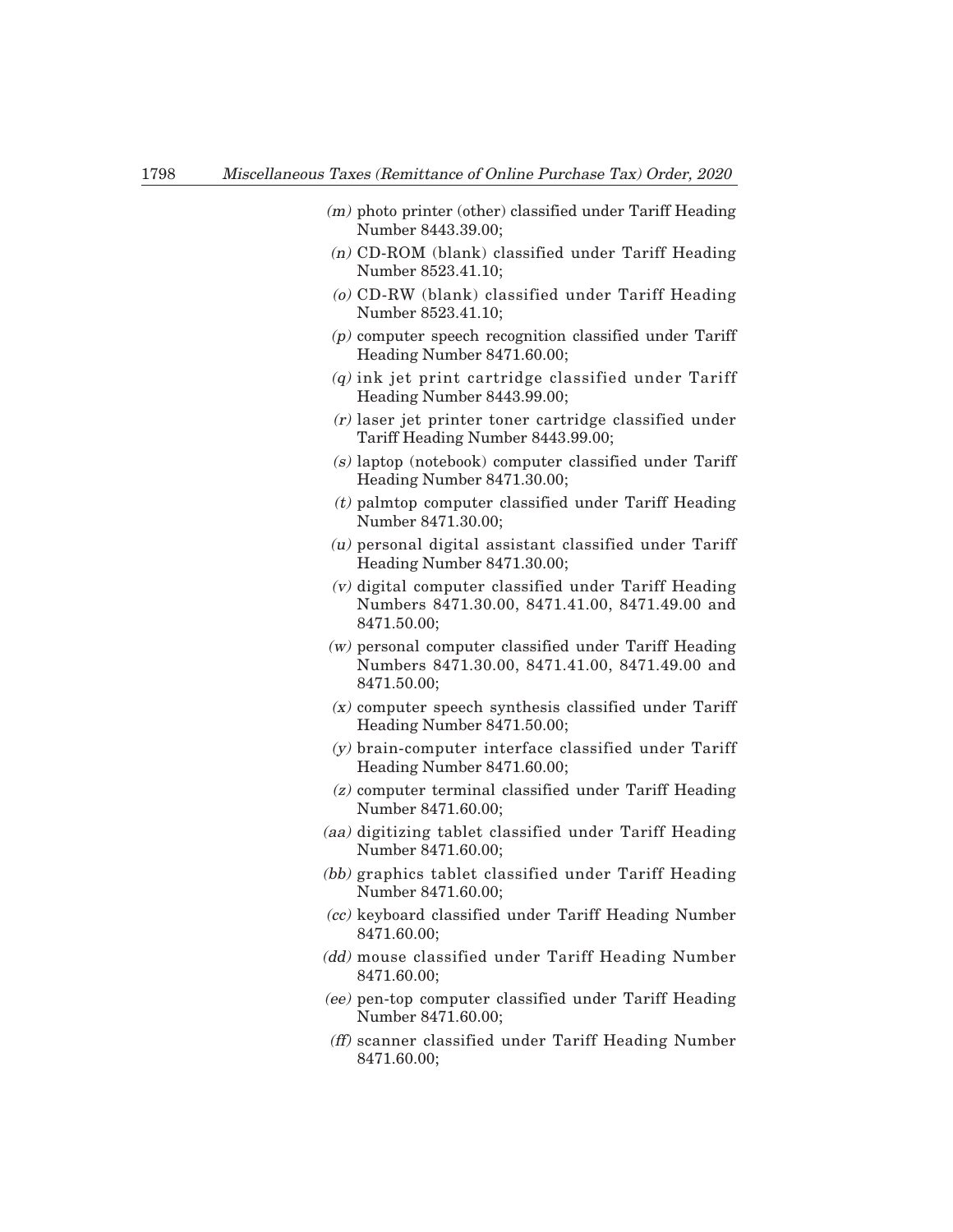*(m)* photo printer (other) classified under Tariff Heading Number 8443.39.00;

*(n)* CD-ROM (blank) classified under Tariff Heading Number 8523.41.10;

*(o)* CD-RW (blank) classified under Tariff Heading Number 8523.41.10;

*(p)* computer speech recognition classified under Tariff Heading Number 8471.60.00;

*(q)* ink jet print cartridge classified under Tariff Heading Number 8443.99.00;

*(r)* laser jet printer toner cartridge classified under Tariff Heading Number 8443.99.00;

*(s)* laptop (notebook) computer classified under Tariff Heading Number 8471.30.00;

*(t)* palmtop computer classified under Tariff Heading Number 8471.30.00;

*(u)* personal digital assistant classified under Tariff Heading Number 8471.30.00;

*(v)* digital computer classified under Tariff Heading Numbers 8471.30.00, 8471.41.00, 8471.49.00 and 8471.50.00;

*(w)* personal computer classified under Tariff Heading Numbers 8471.30.00, 8471.41.00, 8471.49.00 and 8471.50.00;

*(x)* computer speech synthesis classified under Tariff Heading Number 8471.50.00;

*(y)* brain-computer interface classified under Tariff Heading Number 8471.60.00;

*(z)* computer terminal classified under Tariff Heading Number 8471.60.00;

*(aa)* digitizing tablet classified under Tariff Heading Number 8471.60.00;

*(bb)* graphics tablet classified under Tariff Heading Number 8471.60.00;

*(cc)* keyboard classified under Tariff Heading Number 8471.60.00;

*(dd)* mouse classified under Tariff Heading Number 8471.60.00;

*(ee)* pen-top computer classified under Tariff Heading Number 8471.60.00;

*(ff)* scanner classified under Tariff Heading Number 8471.60.00;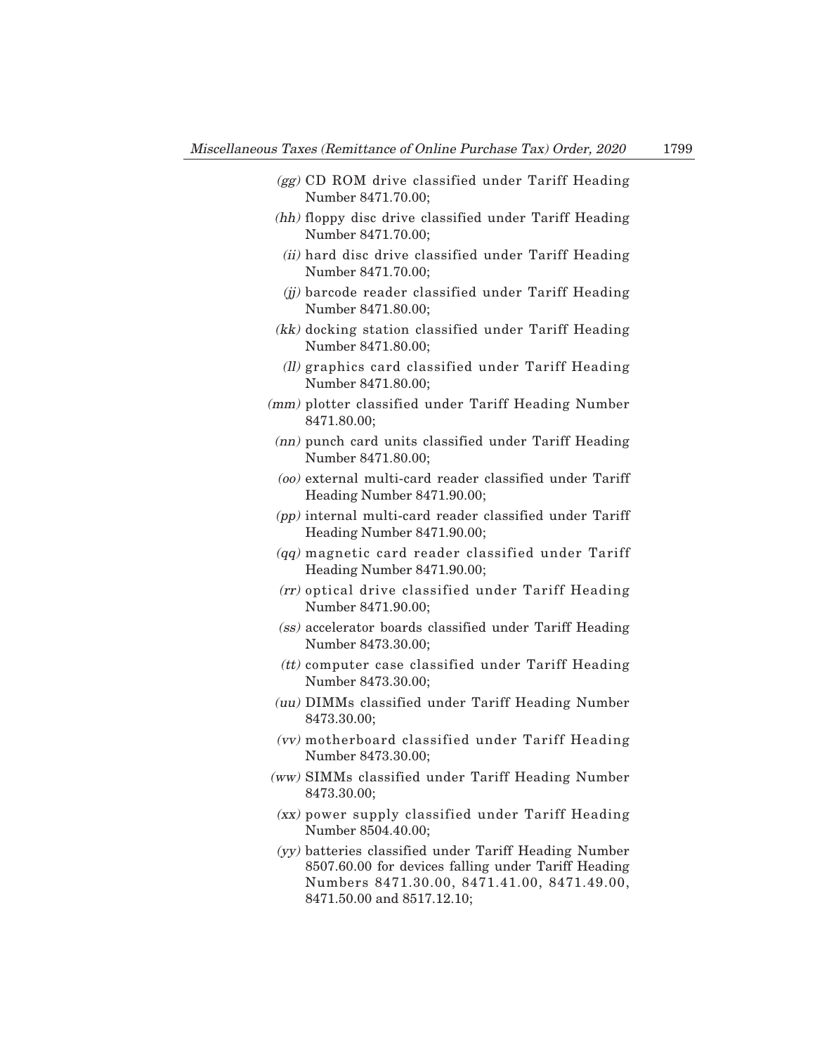*(gg)* CD ROM drive classified under Tariff Heading Number 8471.70.00;

*(hh)* floppy disc drive classified under Tariff Heading Number 8471.70.00;

*(ii)* hard disc drive classified under Tariff Heading Number 8471.70.00;

*(jj)* barcode reader classified under Tariff Heading Number 8471.80.00;

*(kk)* docking station classified under Tariff Heading Number 8471.80.00;

*(ll)* graphics card classified under Tariff Heading Number 8471.80.00;

*(mm)* plotter classified under Tariff Heading Number 8471.80.00;

*(nn)* punch card units classified under Tariff Heading Number 8471.80.00;

*(oo)* external multi-card reader classified under Tariff Heading Number 8471.90.00;

*(pp)* internal multi-card reader classified under Tariff Heading Number 8471.90.00;

*(qq)* magnetic card reader classified under Tariff Heading Number 8471.90.00;

*(rr)* optical drive classified under Tariff Heading Number 8471.90.00;

*(ss)* accelerator boards classified under Tariff Heading Number 8473.30.00;

*(tt)* computer case classified under Tariff Heading Number 8473.30.00;

*(uu)* DIMMs classified under Tariff Heading Number 8473.30.00;

*(vv)* motherboard classified under Tariff Heading Number 8473.30.00;

*(ww)* SIMMs classified under Tariff Heading Number 8473.30.00;

*(xx)* power supply classified under Tariff Heading Number 8504.40.00;

*(yy)* batteries classified under Tariff Heading Number 8507.60.00 for devices falling under Tariff Heading Numbers 8471.30.00, 8471.41.00, 8471.49.00, 8471.50.00 and 8517.12.10;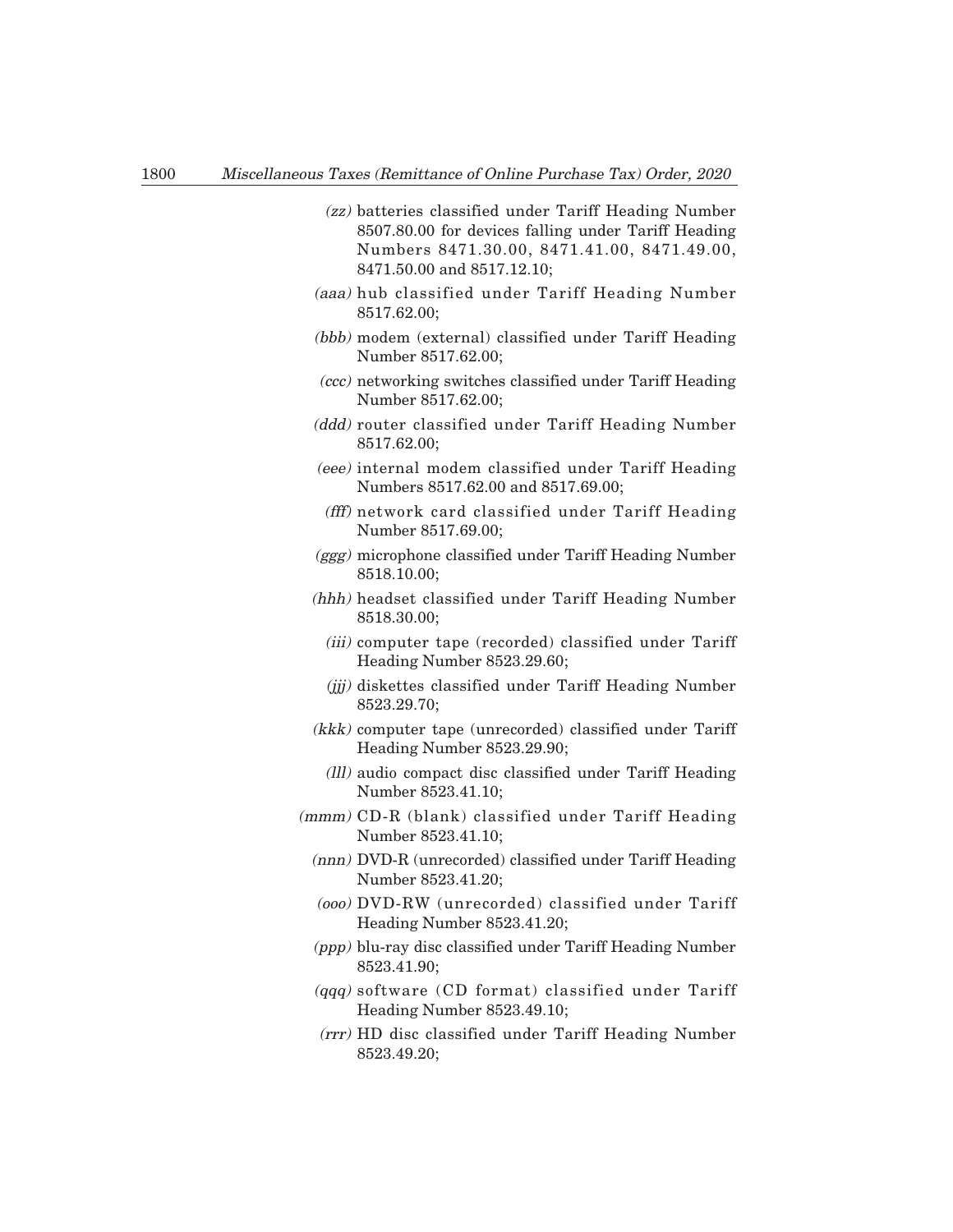*(zz)* batteries classified under Tariff Heading Number 8507.80.00 for devices falling under Tariff Heading Numbers 8471.30.00, 8471.41.00, 8471.49.00, 8471.50.00 and 8517.12.10;

*(aaa)* hub classified under Tariff Heading Number 8517.62.00;

*(bbb)* modem (external) classified under Tariff Heading Number 8517.62.00;

*(ccc)* networking switches classified under Tariff Heading Number 8517.62.00;

*(ddd)* router classified under Tariff Heading Number 8517.62.00;

*(eee)* internal modem classified under Tariff Heading Numbers 8517.62.00 and 8517.69.00;

*(fff)* network card classified under Tariff Heading Number 8517.69.00;

*(ggg)* microphone classified under Tariff Heading Number 8518.10.00;

*(hhh)* headset classified under Tariff Heading Number 8518.30.00;

*(iii)* computer tape (recorded) classified under Tariff Heading Number 8523.29.60;

*(jjj)* diskettes classified under Tariff Heading Number 8523.29.70;

*(kkk)* computer tape (unrecorded) classified under Tariff Heading Number 8523.29.90;

*(lll)* audio compact disc classified under Tariff Heading Number 8523.41.10;

*(mmm)* CD-R (blank) classified under Tariff Heading Number 8523.41.10;

*(nnn)* DVD-R (unrecorded) classified under Tariff Heading Number 8523.41.20;

*(ooo)* DVD-RW (unrecorded) classified under Tariff Heading Number 8523.41.20;

*(ppp)* blu-ray disc classified under Tariff Heading Number 8523.41.90;

*(qqq)* software (CD format) classified under Tariff Heading Number 8523.49.10;

*(rrr)* HD disc classified under Tariff Heading Number 8523.49.20;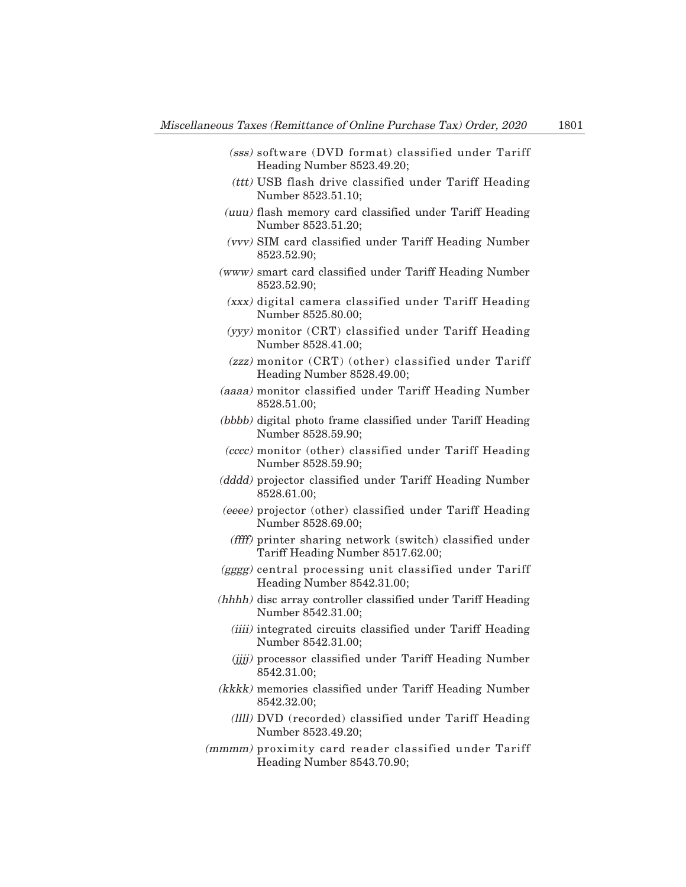*(sss)* software (DVD format) classified under Tariff Heading Number 8523.49.20;

*(ttt)* USB flash drive classified under Tariff Heading Number 8523.51.10;

*(uuu)* flash memory card classified under Tariff Heading Number 8523.51.20;

*(vvv)* SIM card classified under Tariff Heading Number 8523.52.90;

*(www)* smart card classified under Tariff Heading Number 8523.52.90;

*(xxx)* digital camera classified under Tariff Heading Number 8525.80.00;

*(yyy)* monitor (CRT) classified under Tariff Heading Number 8528.41.00;

*(zzz)* monitor (CRT) (other) classified under Tariff Heading Number 8528.49.00;

*(aaaa)* monitor classified under Tariff Heading Number 8528.51.00;

*(bbbb)* digital photo frame classified under Tariff Heading Number 8528.59.90;

*(cccc)* monitor (other) classified under Tariff Heading Number 8528.59.90;

*(dddd)* projector classified under Tariff Heading Number 8528.61.00;

*(eeee)* projector (other) classified under Tariff Heading Number 8528.69.00;

*(ffff)* printer sharing network (switch) classified under Tariff Heading Number 8517.62.00;

*(gggg)* central processing unit classified under Tariff Heading Number 8542.31.00;

*(hhhh)* disc array controller classified under Tariff Heading Number 8542.31.00;

*(iiii)* integrated circuits classified under Tariff Heading Number 8542.31.00;

*(jjjj)* processor classified under Tariff Heading Number 8542.31.00;

*(kkkk)* memories classified under Tariff Heading Number 8542.32.00;

*(llll)* DVD (recorded) classified under Tariff Heading Number 8523.49.20;

*(mmmm)* proximity card reader classified under Tariff Heading Number 8543.70.90;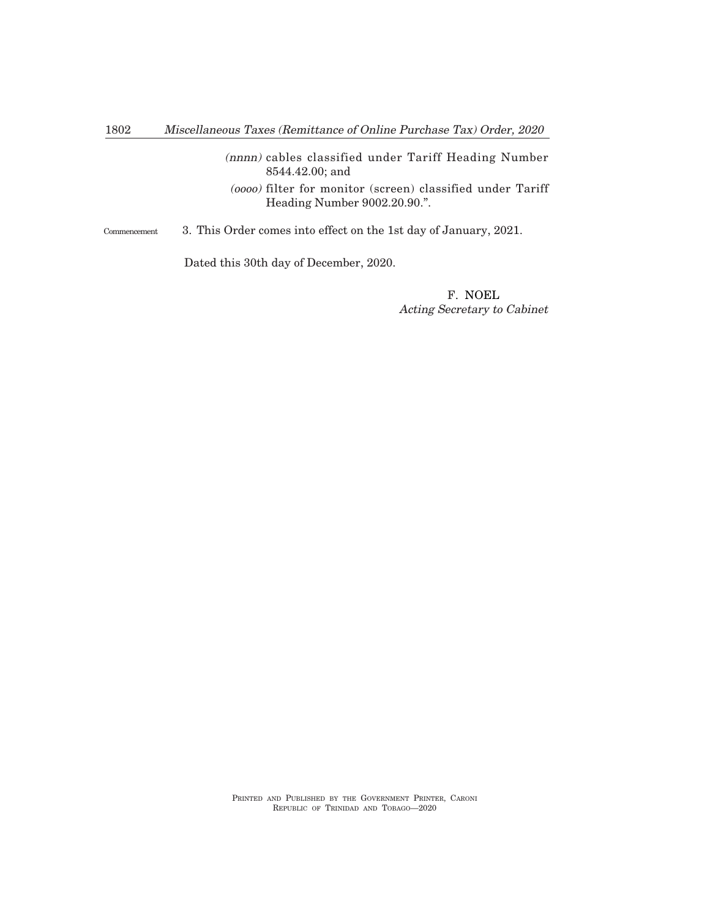*(nnnn)* cables classified under Tariff Heading Number 8544.42.00; and

*(oooo)* filter for monitor (screen) classified under Tariff Heading Number 9002.20.90.".

Commencement

3. This Order comes into effect on the 1st day of January, 2021.

Dated this 30th day of December, 2020.

F. NOEL
*Acting Secretary to Cabinet*

PRINTED AND PUBLISHED BY THE GOVERNMENT PRINTER, CARONI
REPUBLIC OF TRINIDAD AND TOBAGO—2020